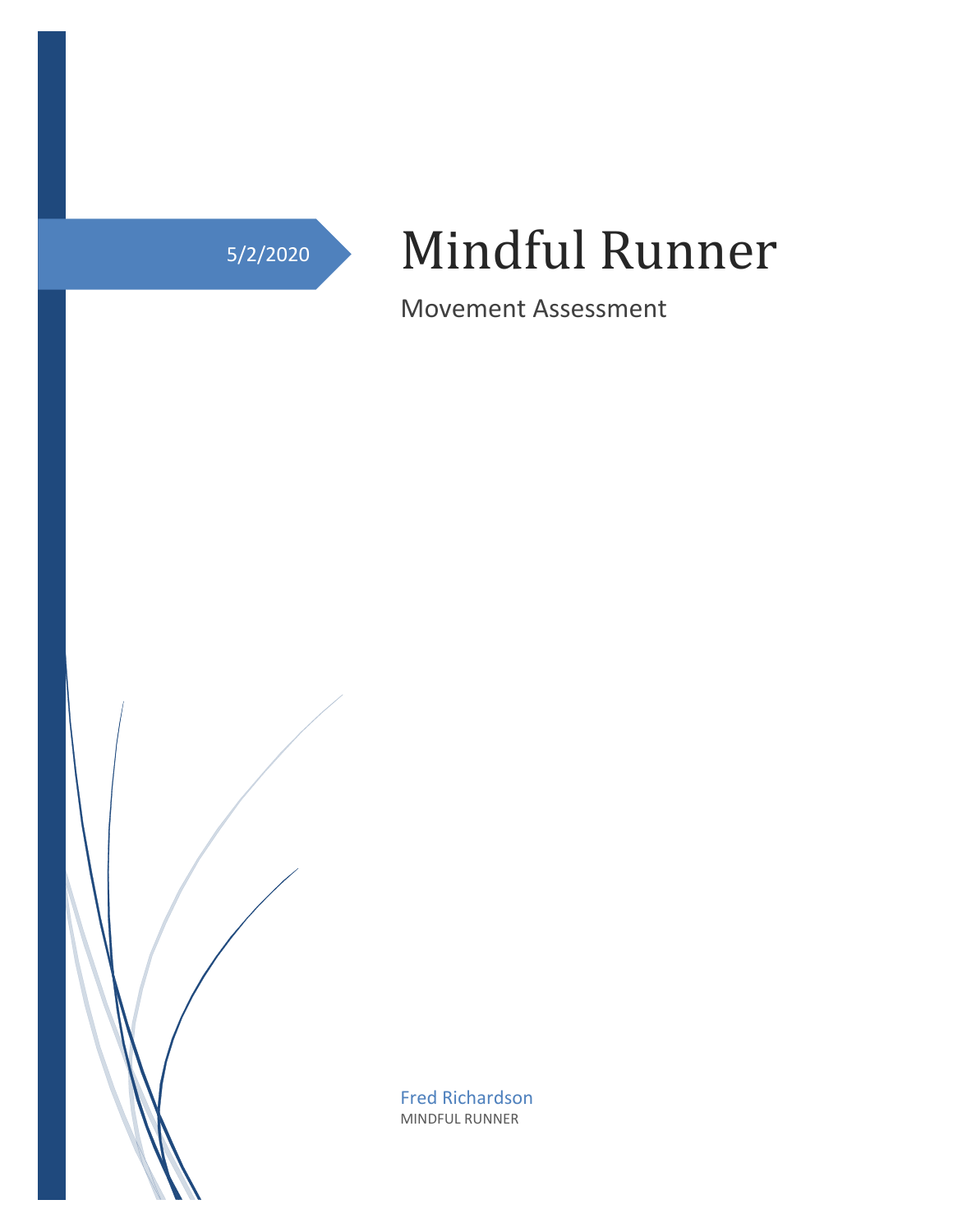5/2/2020

# Mindful Runner

Movement Assessment

Fred Richardson

MINDFUL RUNNER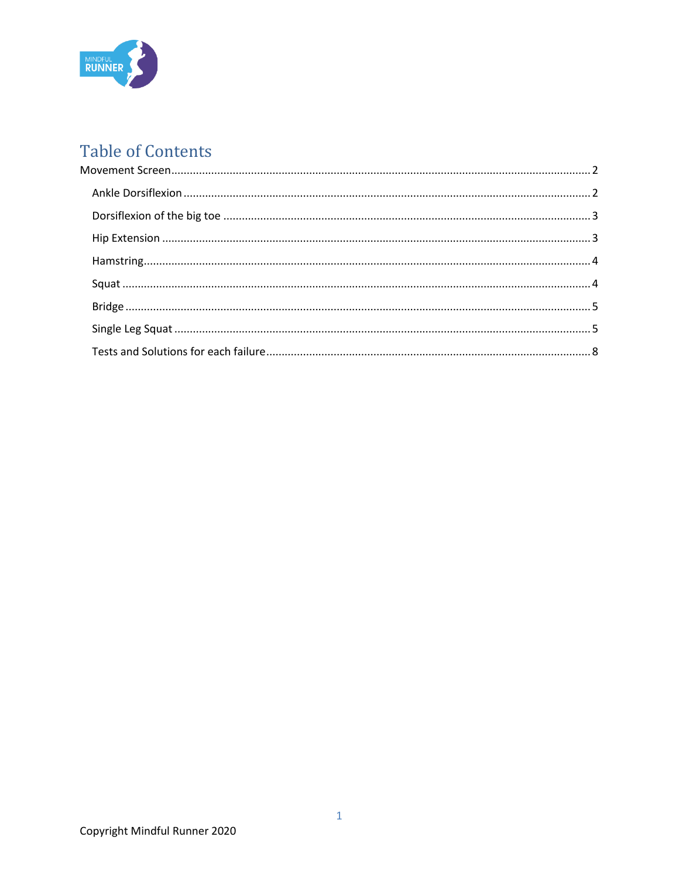# Table of Contents

Movement Screen ........................................................................................................ 2

- Ankle Dorsiflexion ........................................................................................................ 2
- Dorsiflexion of the big toe ........................................................................................................ 3
- Hip Extension ........................................................................................................ 3
- Hamstring ........................................................................................................ 4
- Squat ........................................................................................................ 4
- Bridge ........................................................................................................ 5
- Single Leg Squat ........................................................................................................ 5
- Tests and Solutions for each failure ........................................................................................................ 8

Copyright Mindful Runner 2020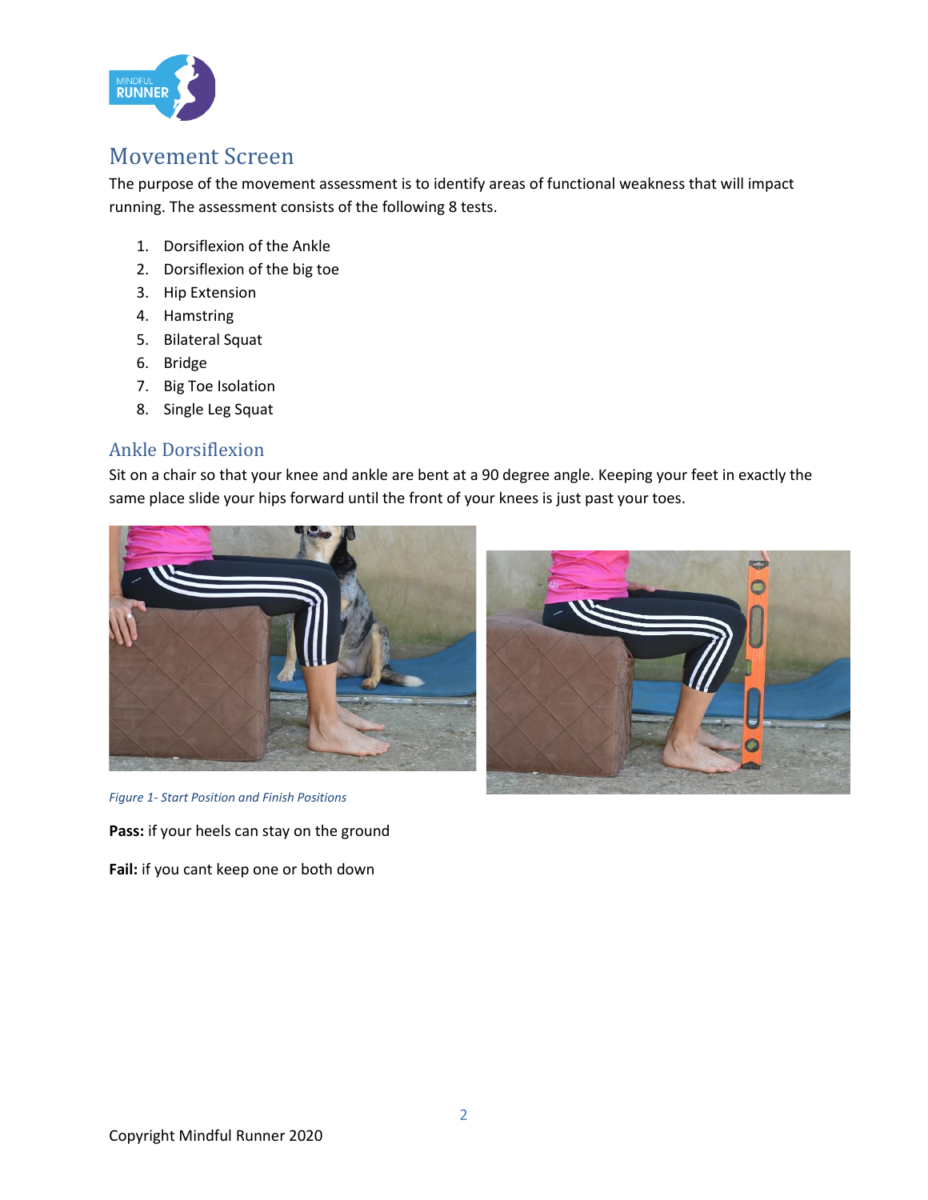# Movement Screen

The purpose of the movement assessment is to identify areas of functional weakness that will impact running. The assessment consists of the following 8 tests.

1. Dorsiflexion of the Ankle
2. Dorsiflexion of the big toe
3. Hip Extension
4. Hamstring
5. Bilateral Squat
6. Bridge
7. Big Toe Isolation
8. Single Leg Squat

## Ankle Dorsiflexion

Sit on a chair so that your knee and ankle are bent at a 90 degree angle. Keeping your feet in exactly the same place slide your hips forward until the front of your knees is just past your toes.

*Figure 1- Start Position and Finish Positions*

**Pass:** if your heels can stay on the ground

**Fail:** if you cant keep one or both down

Copyright Mindful Runner 2020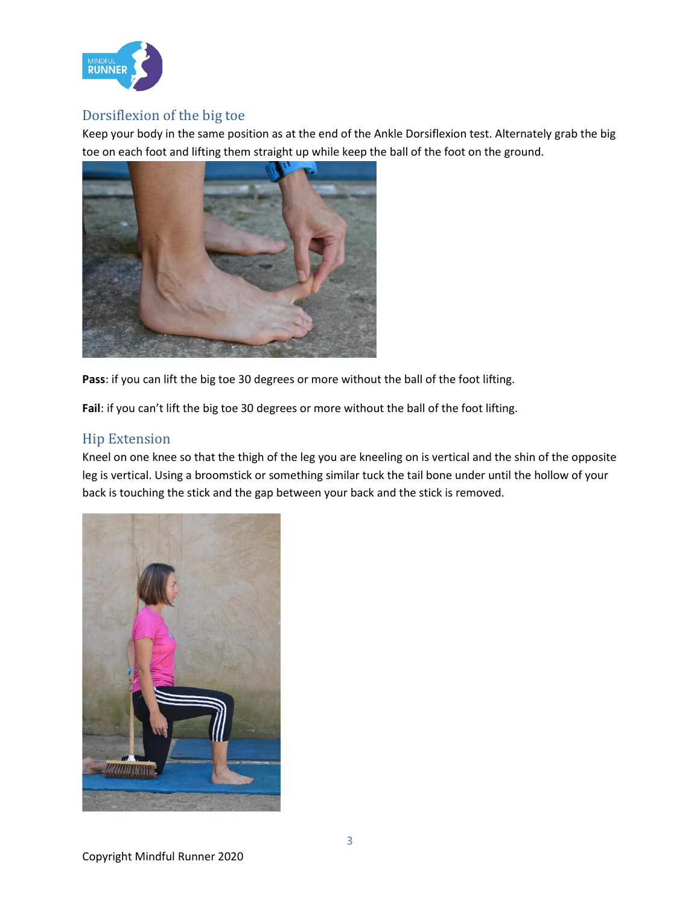## Dorsiflexion of the big toe

Keep your body in the same position as at the end of the Ankle Dorsiflexion test. Alternately grab the big toe on each foot and lifting them straight up while keep the ball of the foot on the ground.

**Pass**: if you can lift the big toe 30 degrees or more without the ball of the foot lifting.

**Fail**: if you can't lift the big toe 30 degrees or more without the ball of the foot lifting.

## Hip Extension

Kneel on one knee so that the thigh of the leg you are kneeling on is vertical and the shin of the opposite leg is vertical. Using a broomstick or something similar tuck the tail bone under until the hollow of your back is touching the stick and the gap between your back and the stick is removed.

Copyright Mindful Runner 2020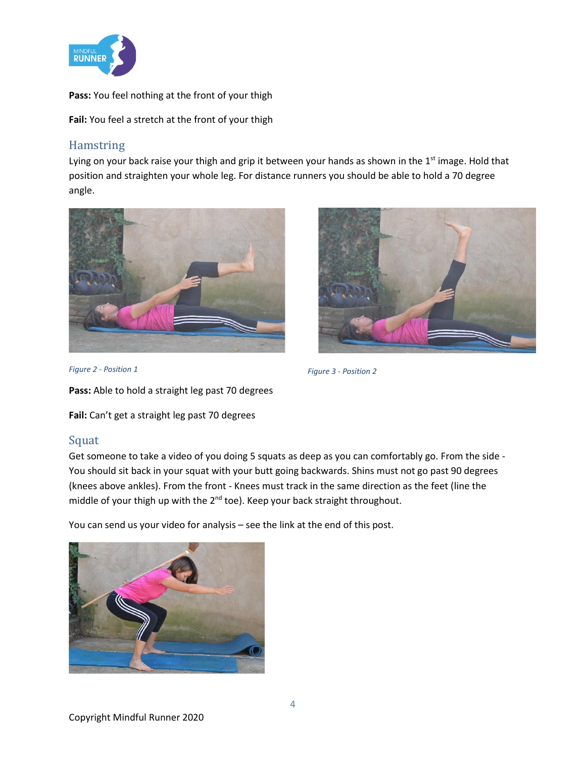**Pass:** You feel nothing at the front of your thigh

**Fail:** You feel a stretch at the front of your thigh

## Hamstring

Lying on your back raise your thigh and grip it between your hands as shown in the 1st image. Hold that position and straighten your whole leg. For distance runners you should be able to hold a 70 degree angle.

*Figure 2 - Position 1*

*Figure 3 - Position 2*

**Pass:** Able to hold a straight leg past 70 degrees

**Fail:** Can't get a straight leg past 70 degrees

## Squat

Get someone to take a video of you doing 5 squats as deep as you can comfortably go. From the side - You should sit back in your squat with your butt going backwards. Shins must not go past 90 degrees (knees above ankles). From the front - Knees must track in the same direction as the feet (line the middle of your thigh up with the 2nd toe). Keep your back straight throughout.

You can send us your video for analysis – see the link at the end of this post.

Copyright Mindful Runner 2020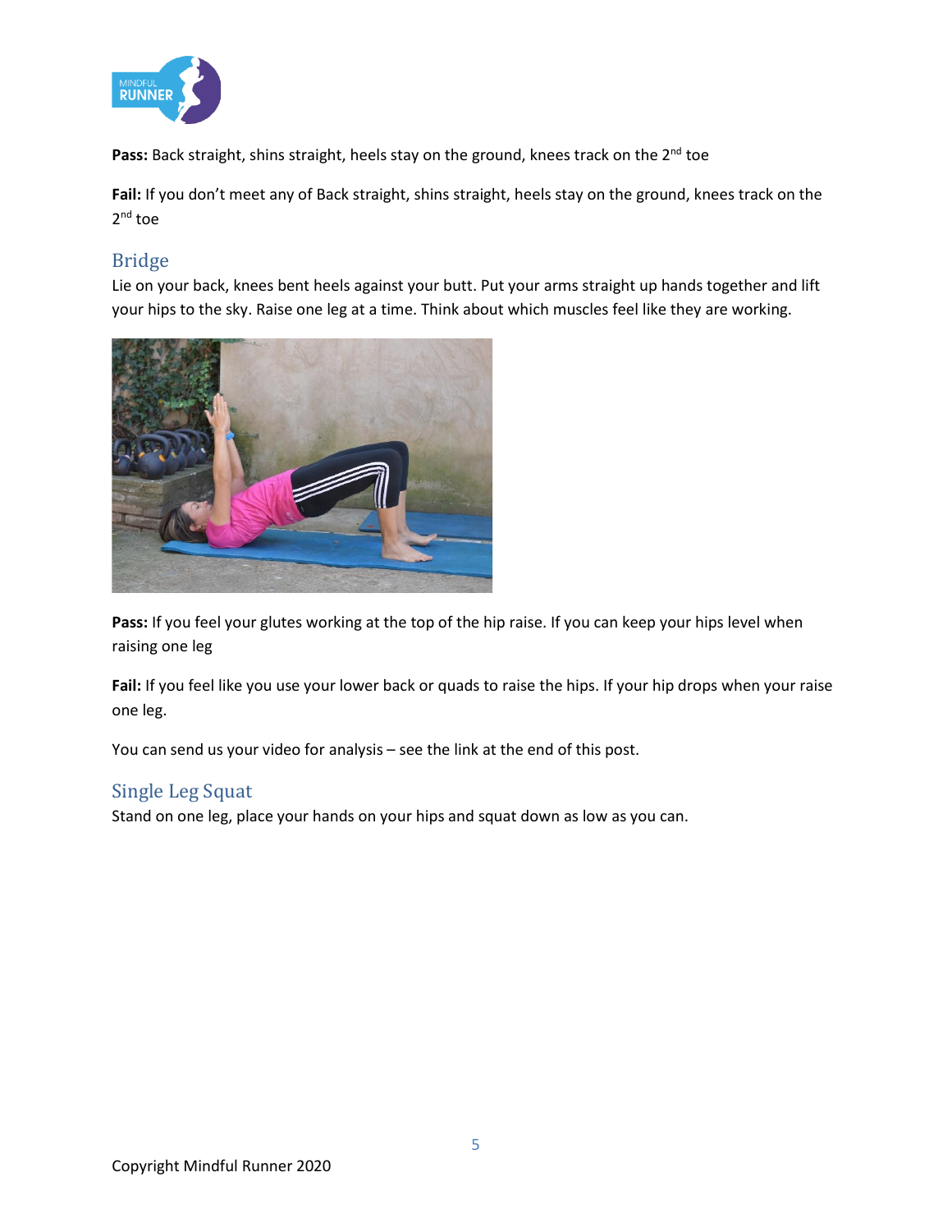**Pass:** Back straight, shins straight, heels stay on the ground, knees track on the 2nd toe

**Fail:** If you don't meet any of Back straight, shins straight, heels stay on the ground, knees track on the 2nd toe

## Bridge

Lie on your back, knees bent heels against your butt. Put your arms straight up hands together and lift your hips to the sky. Raise one leg at a time. Think about which muscles feel like they are working.

**Pass:** If you feel your glutes working at the top of the hip raise. If you can keep your hips level when raising one leg

**Fail:** If you feel like you use your lower back or quads to raise the hips. If your hip drops when your raise one leg.

You can send us your video for analysis – see the link at the end of this post.

## Single Leg Squat

Stand on one leg, place your hands on your hips and squat down as low as you can.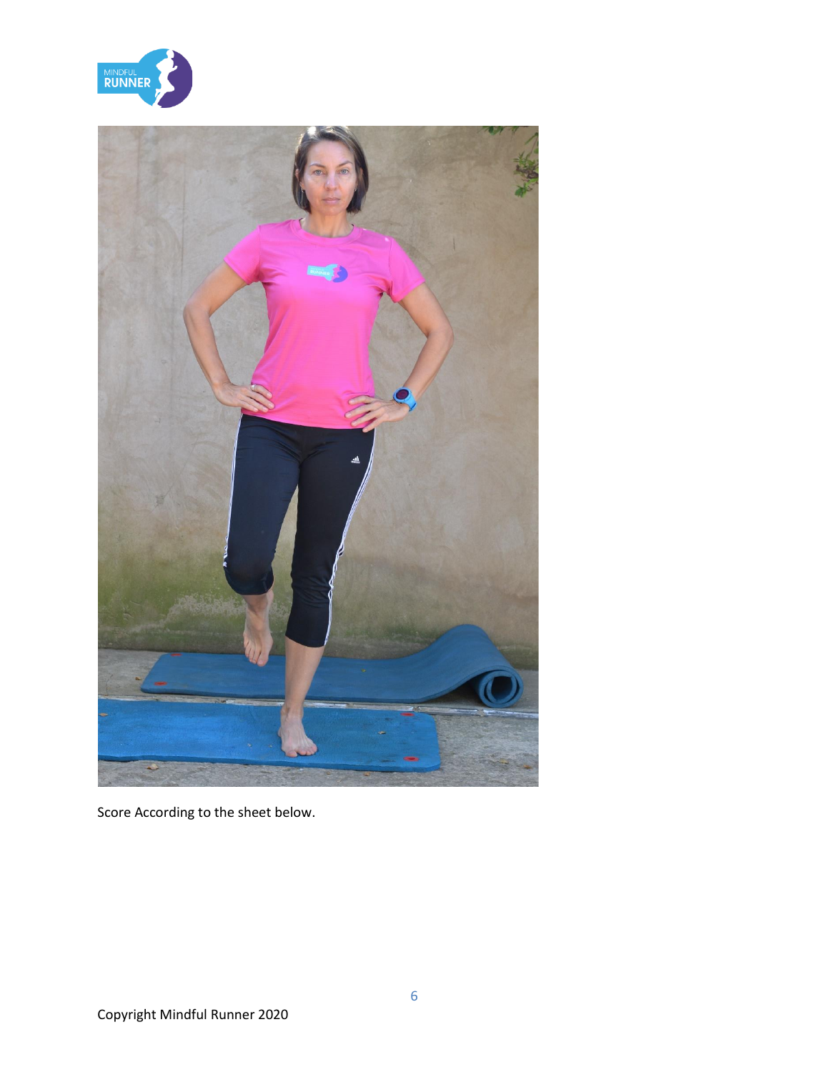Score According to the sheet below.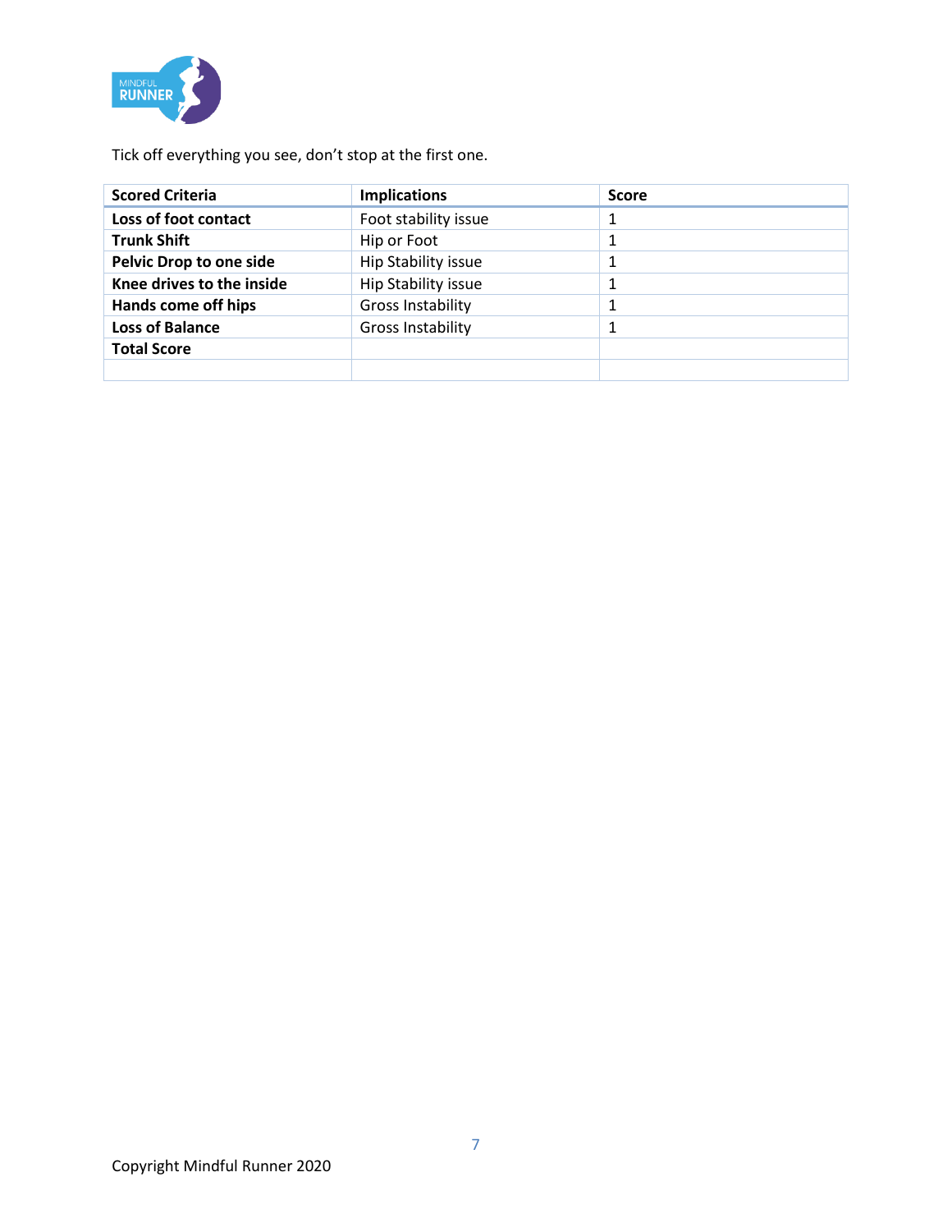Tick off everything you see, don't stop at the first one.

| Scored Criteria | Implications | Score |
|---|---|---|
| **Loss of foot contact** | Foot stability issue | 1 |
| **Trunk Shift** | Hip or Foot | 1 |
| **Pelvic Drop to one side** | Hip Stability issue | 1 |
| **Knee drives to the inside** | Hip Stability issue | 1 |
| **Hands come off hips** | Gross Instability | 1 |
| **Loss of Balance** | Gross Instability | 1 |
| **Total Score** | | |
| | | |

Copyright Mindful Runner 2020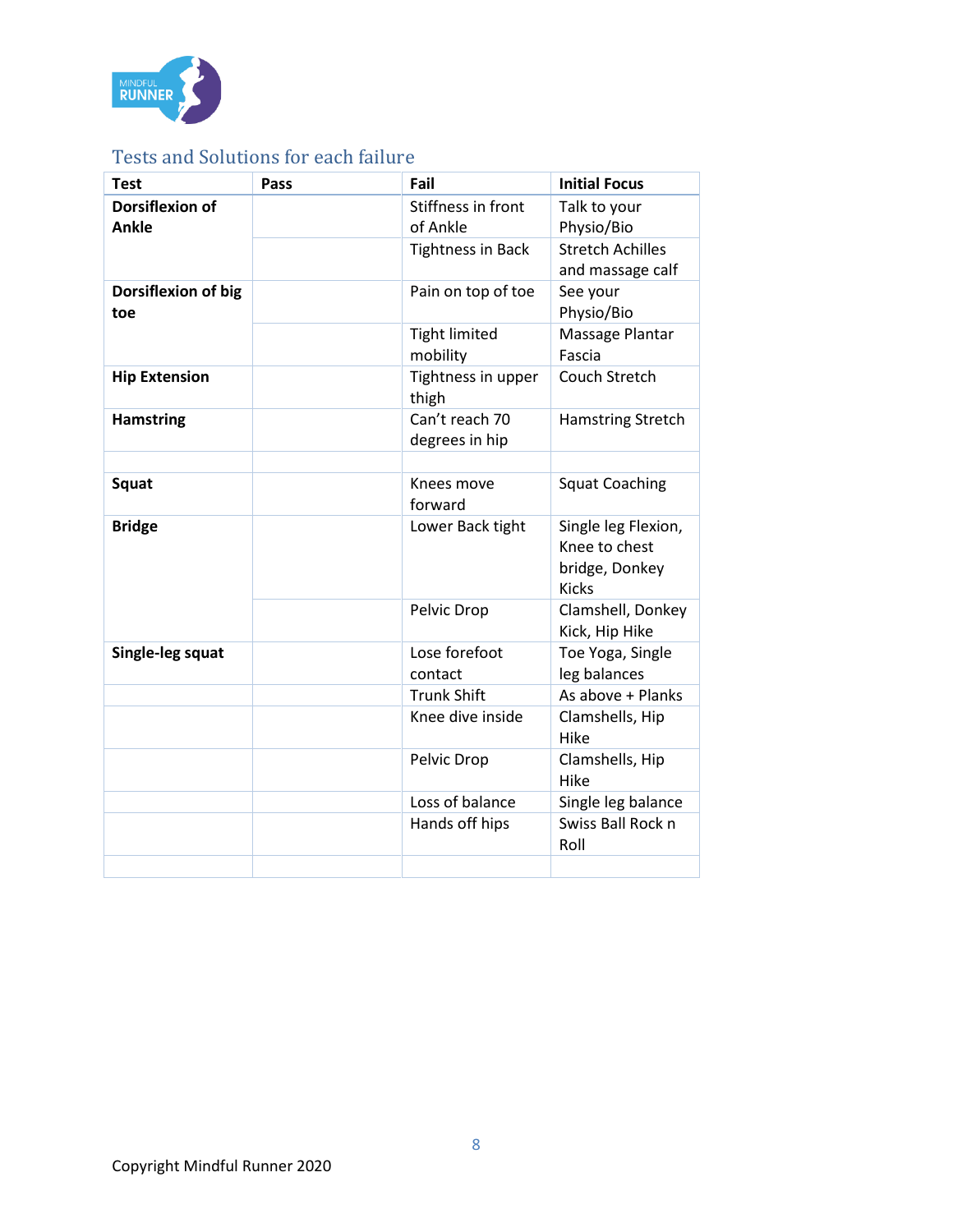## Tests and Solutions for each failure

| Test | Pass | Fail | Initial Focus |
|---|---|---|---|
| **Dorsiflexion of Ankle** | | Stiffness in front of Ankle | Talk to your Physio/Bio |
| | | Tightness in Back | Stretch Achilles and massage calf |
| **Dorsiflexion of big toe** | | Pain on top of toe | See your Physio/Bio |
| | | Tight limited mobility | Massage Plantar Fascia |
| **Hip Extension** | | Tightness in upper thigh | Couch Stretch |
| **Hamstring** | | Can't reach 70 degrees in hip | Hamstring Stretch |
| | | | |
| **Squat** | | Knees move forward | Squat Coaching |
| **Bridge** | | Lower Back tight | Single leg Flexion, Knee to chest bridge, Donkey Kicks |
| | | Pelvic Drop | Clamshell, Donkey Kick, Hip Hike |
| **Single-leg squat** | | Lose forefoot contact | Toe Yoga, Single leg balances |
| | | Trunk Shift | As above + Planks |
| | | Knee dive inside | Clamshells, Hip Hike |
| | | Pelvic Drop | Clamshells, Hip Hike |
| | | Loss of balance | Single leg balance |
| | | Hands off hips | Swiss Ball Rock n Roll |
| | | | |

Copyright Mindful Runner 2020